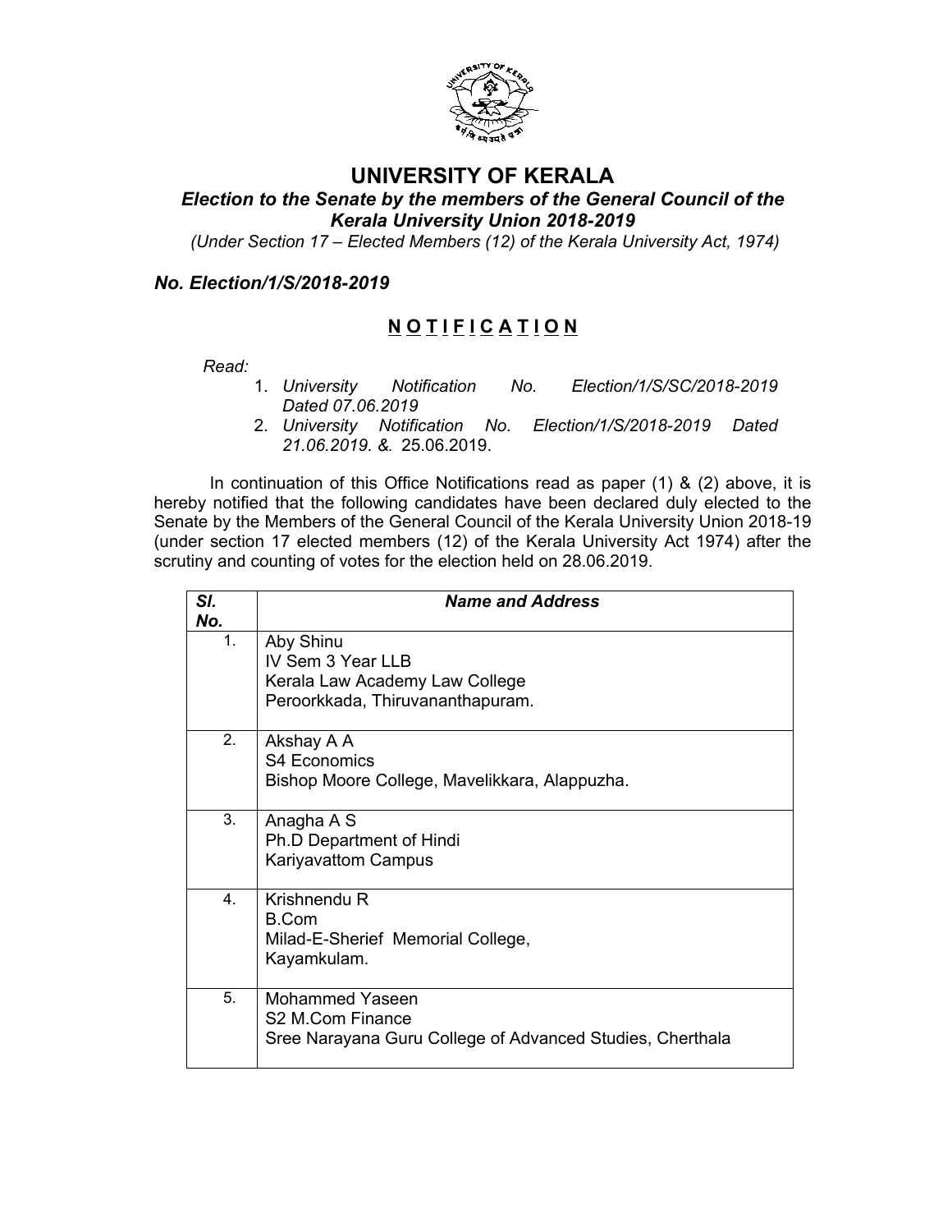# UNIVERSITY OF KERALA

***Election to the Senate by the members of the General Council of the Kerala University Union 2018-2019***

*(Under Section 17 – Elected Members (12) of the Kerala University Act, 1974)*

***No. Election/1/S/2018-2019***

## N O T I F I C A T I O N

*Read:*

1. *University Notification No. Election/1/S/SC/2018-2019 Dated 07.06.2019*
2. *University Notification No. Election/1/S/2018-2019 Dated 21.06.2019. &.* 25.06.2019.

In continuation of this Office Notifications read as paper (1) & (2) above, it is hereby notified that the following candidates have been declared duly elected to the Senate by the Members of the General Council of the Kerala University Union 2018-19 (under section 17 elected members (12) of the Kerala University Act 1974) after the scrutiny and counting of votes for the election held on 28.06.2019.

| ***Sl. No.*** | ***Name and Address*** |
|---|---|
| 1. | Aby Shinu<br>IV Sem 3 Year LLB<br>Kerala Law Academy Law College<br>Peroorkkada, Thiruvananthapuram. |
| 2. | Akshay A A<br>S4 Economics<br>Bishop Moore College, Mavelikkara, Alappuzha. |
| 3. | Anagha A S<br>Ph.D Department of Hindi<br>Kariyavattom Campus |
| 4. | Krishnendu R<br>B.Com<br>Milad-E-Sherief Memorial College,<br>Kayamkulam. |
| 5. | Mohammed Yaseen<br>S2 M.Com Finance<br>Sree Narayana Guru College of Advanced Studies, Cherthala |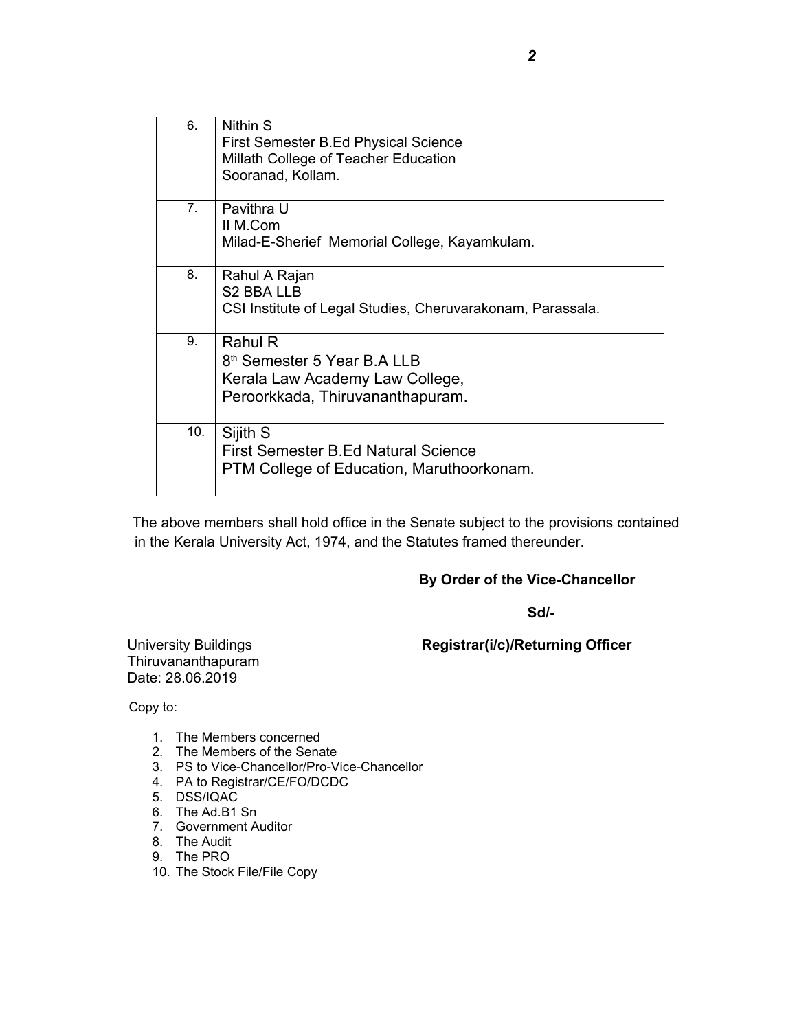| | |
|---|---|
| 6. | Nithin S<br>First Semester B.Ed Physical Science<br>Millath College of Teacher Education<br>Sooranad, Kollam. |
| 7. | Pavithra U<br>II M.Com<br>Milad-E-Sherief Memorial College, Kayamkulam. |
| 8. | Rahul A Rajan<br>S2 BBA LLB<br>CSI Institute of Legal Studies, Cheruvarakonam, Parassala. |
| 9. | Rahul R<br>8th Semester 5 Year B.A LLB<br>Kerala Law Academy Law College,<br>Peroorkkada, Thiruvananthapuram. |
| 10. | Sijith S<br>First Semester B.Ed Natural Science<br>PTM College of Education, Maruthoorkonam. |

The above members shall hold office in the Senate subject to the provisions contained in the Kerala University Act, 1974, and the Statutes framed thereunder.

**By Order of the Vice-Chancellor**

**Sd/-**

**Registrar(i/c)/Returning Officer**

University Buildings
Thiruvananthapuram
Date: 28.06.2019

Copy to:

1. The Members concerned
2. The Members of the Senate
3. PS to Vice-Chancellor/Pro-Vice-Chancellor
4. PA to Registrar/CE/FO/DCDC
5. DSS/IQAC
6. The Ad.B1 Sn
7. Government Auditor
8. The Audit
9. The PRO
10. The Stock File/File Copy